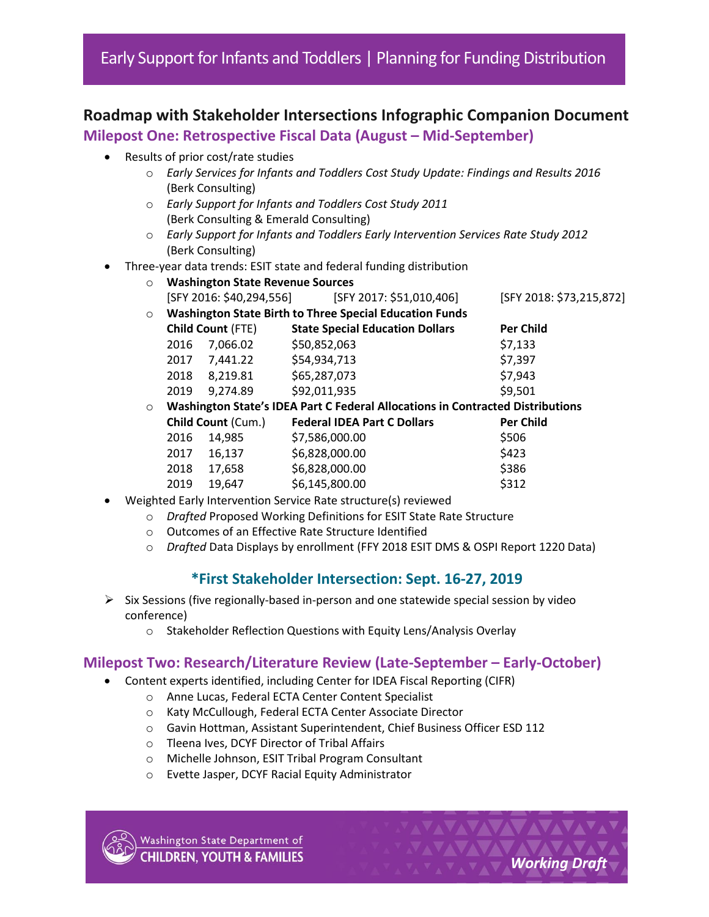# Early Support for Infants and Toddlers | Planning for Funding Distribution

## Roadmap with Stakeholder Intersections Infographic Companion Document

### Milepost One: Retrospective Fiscal Data (August – Mid-September)

- Results of prior cost/rate studies
  - *Early Services for Infants and Toddlers Cost Study Update: Findings and Results 2016* (Berk Consulting)
  - *Early Support for Infants and Toddlers Cost Study 2011* (Berk Consulting & Emerald Consulting)
  - *Early Support for Infants and Toddlers Early Intervention Services Rate Study 2012* (Berk Consulting)
- Three-year data trends: ESIT state and federal funding distribution
  - **Washington State Revenue Sources**
    [SFY 2016: $40,294,556] [SFY 2017: $51,010,406] [SFY 2018: $73,215,872]
  - **Washington State Birth to Three Special Education Funds**

| | **Child Count** (FTE) | **State Special Education Dollars** | **Per Child** |
|---|---|---|---|
| 2016 | 7,066.02 | $50,852,063 | $7,133 |
| 2017 | 7,441.22 | $54,934,713 | $7,397 |
| 2018 | 8,219.81 | $65,287,073 | $7,943 |
| 2019 | 9,274.89 | $92,011,935 | $9,501 |

  - **Washington State's IDEA Part C Federal Allocations in Contracted Distributions**

| | **Child Count** (Cum.) | **Federal IDEA Part C Dollars** | **Per Child** |
|---|---|---|---|
| 2016 | 14,985 | $7,586,000.00 | $506 |
| 2017 | 16,137 | $6,828,000.00 | $423 |
| 2018 | 17,658 | $6,828,000.00 | $386 |
| 2019 | 19,647 | $6,145,800.00 | $312 |

- Weighted Early Intervention Service Rate structure(s) reviewed
  - *Drafted* Proposed Working Definitions for ESIT State Rate Structure
  - Outcomes of an Effective Rate Structure Identified
  - *Drafted* Data Displays by enrollment (FFY 2018 ESIT DMS & OSPI Report 1220 Data)

#### *First Stakeholder Intersection: Sept. 16-27, 2019

- Six Sessions (five regionally-based in-person and one statewide special session by video conference)
  - Stakeholder Reflection Questions with Equity Lens/Analysis Overlay

### Milepost Two: Research/Literature Review (Late-September – Early-October)

- Content experts identified, including Center for IDEA Fiscal Reporting (CIFR)
  - Anne Lucas, Federal ECTA Center Content Specialist
  - Katy McCullough, Federal ECTA Center Associate Director
  - Gavin Hottman, Assistant Superintendent, Chief Business Officer ESD 112
  - Tleena Ives, DCYF Director of Tribal Affairs
  - Michelle Johnson, ESIT Tribal Program Consultant
  - Evette Jasper, DCYF Racial Equity Administrator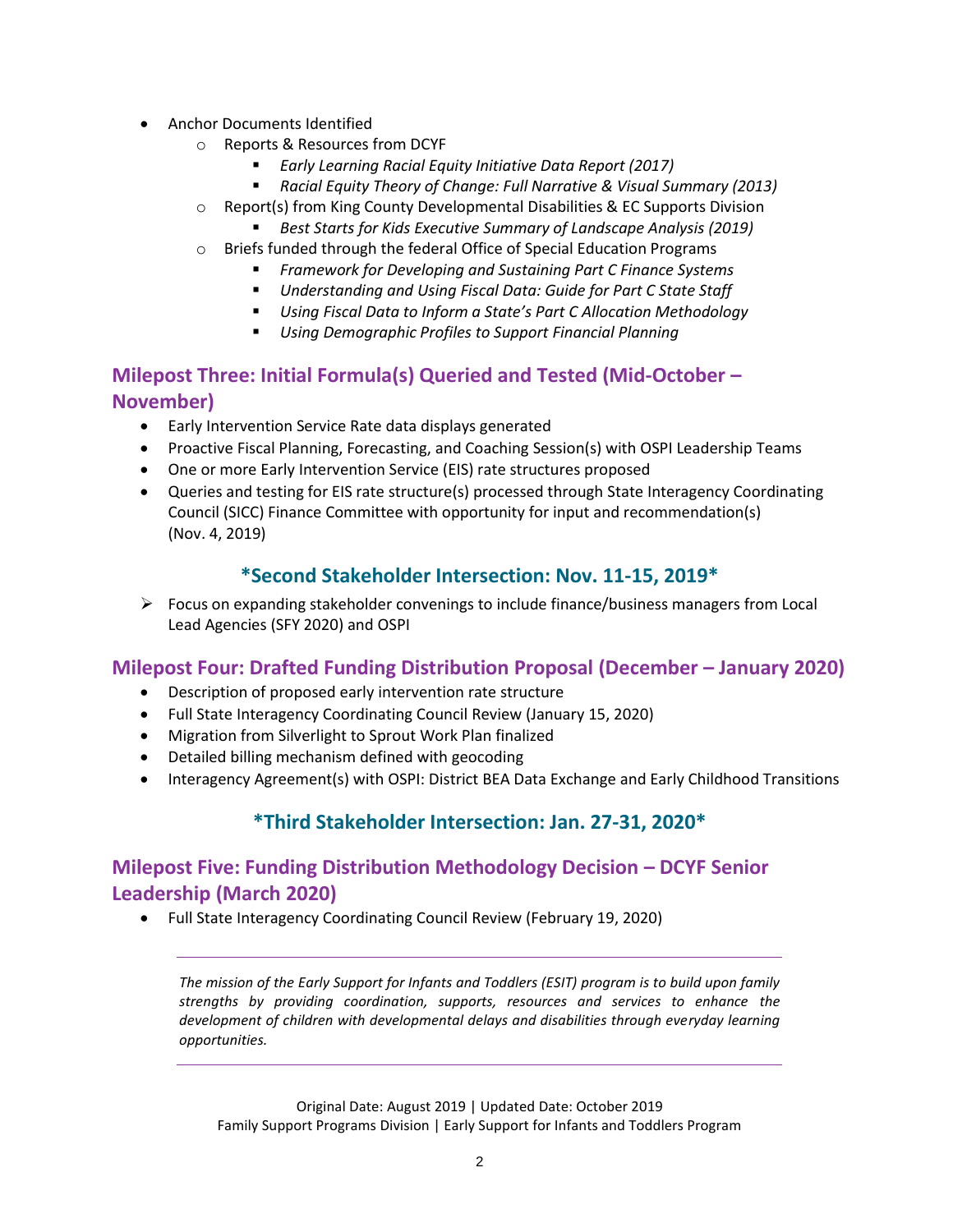- Anchor Documents Identified
    - Reports & Resources from DCYF
        - *Early Learning Racial Equity Initiative Data Report (2017)*
        - *Racial Equity Theory of Change: Full Narrative & Visual Summary (2013)*
    - Report(s) from King County Developmental Disabilities & EC Supports Division
        - *Best Starts for Kids Executive Summary of Landscape Analysis (2019)*
    - Briefs funded through the federal Office of Special Education Programs
        - *Framework for Developing and Sustaining Part C Finance Systems*
        - *Understanding and Using Fiscal Data: Guide for Part C State Staff*
        - *Using Fiscal Data to Inform a State's Part C Allocation Methodology*
        - *Using Demographic Profiles to Support Financial Planning*

## Milepost Three: Initial Formula(s) Queried and Tested (Mid-October – November)

- Early Intervention Service Rate data displays generated
- Proactive Fiscal Planning, Forecasting, and Coaching Session(s) with OSPI Leadership Teams
- One or more Early Intervention Service (EIS) rate structures proposed
- Queries and testing for EIS rate structure(s) processed through State Interagency Coordinating Council (SICC) Finance Committee with opportunity for input and recommendation(s) (Nov. 4, 2019)

### *Second Stakeholder Intersection: Nov. 11-15, 2019*

- Focus on expanding stakeholder convenings to include finance/business managers from Local Lead Agencies (SFY 2020) and OSPI

## Milepost Four: Drafted Funding Distribution Proposal (December – January 2020)

- Description of proposed early intervention rate structure
- Full State Interagency Coordinating Council Review (January 15, 2020)
- Migration from Silverlight to Sprout Work Plan finalized
- Detailed billing mechanism defined with geocoding
- Interagency Agreement(s) with OSPI: District BEA Data Exchange and Early Childhood Transitions

### *Third Stakeholder Intersection: Jan. 27-31, 2020*

## Milepost Five: Funding Distribution Methodology Decision – DCYF Senior Leadership (March 2020)

- Full State Interagency Coordinating Council Review (February 19, 2020)

---

*The mission of the Early Support for Infants and Toddlers (ESIT) program is to build upon family strengths by providing coordination, supports, resources and services to enhance the development of children with developmental delays and disabilities through everyday learning opportunities.*

---

Original Date: August 2019 | Updated Date: October 2019
Family Support Programs Division | Early Support for Infants and Toddlers Program